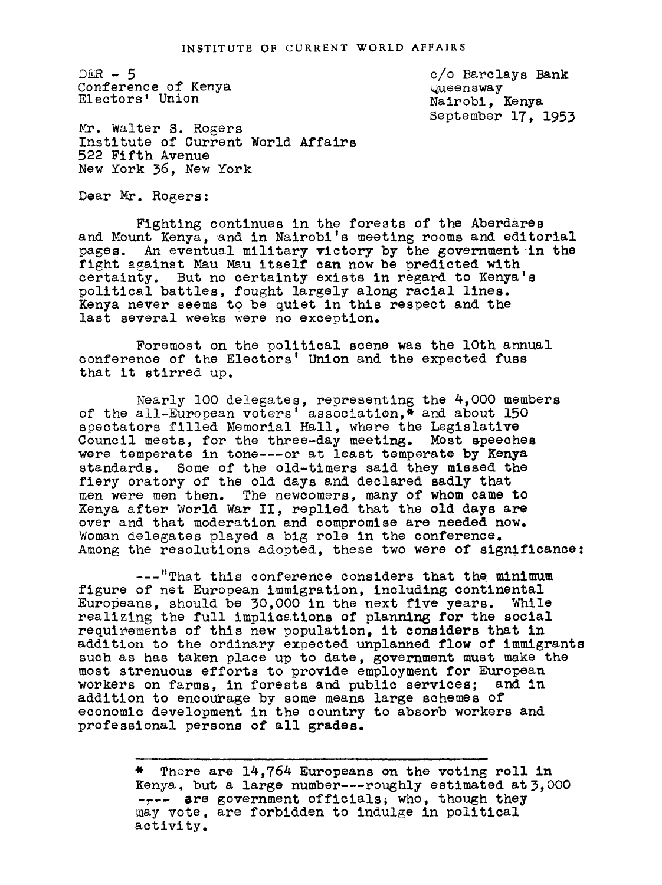INSTITUTE OF CURRENT WORLD AFFAIRS

DER - 5
Conference of Kenya
Electors' Union

c/o Barclays Bank
Queensway
Nairobi, Kenya
September 17, 1953

Mr. Walter S. Rogers
Institute of Current World Affairs
522 Fifth Avenue
New York 36, New York

Dear Mr. Rogers:

Fighting continues in the forests of the Aberdares and Mount Kenya, and in Nairobi's meeting rooms and editorial pages. An eventual military victory by the government in the fight against Mau Mau itself can now be predicted with certainty. But no certainty exists in regard to Kenya's political battles, fought largely along racial lines. Kenya never seems to be quiet in this respect and the last several weeks were no exception.

Foremost on the political scene was the 10th annual conference of the Electors' Union and the expected fuss that it stirred up.

Nearly 100 delegates, representing the 4,000 members of the all-European voters' association,* and about 150 spectators filled Memorial Hall, where the Legislative Council meets, for the three-day meeting. Most speeches were temperate in tone---or at least temperate by Kenya standards. Some of the old-timers said they missed the fiery oratory of the old days and declared sadly that men were men then. The newcomers, many of whom came to Kenya after World War II, replied that the old days are over and that moderation and compromise are needed now. Woman delegates played a big role in the conference. Among the resolutions adopted, these two were of significance:

---"That this conference considers that the minimum figure of net European immigration, including continental Europeans, should be 30,000 in the next five years. While realizing the full implications of planning for the social requirements of this new population, it considers that in addition to the ordinary expected unplanned flow of immigrants such as has taken place up to date, government must make the most strenuous efforts to provide employment for European workers on farms, in forests and public services; and in addition to encourage by some means large schemes of economic development in the country to absorb workers and professional persons of all grades.

---

* There are 14,764 Europeans on the voting roll in Kenya, but a large number---roughly estimated at 3,000 ---- are government officials, who, though they may vote, are forbidden to indulge in political activity.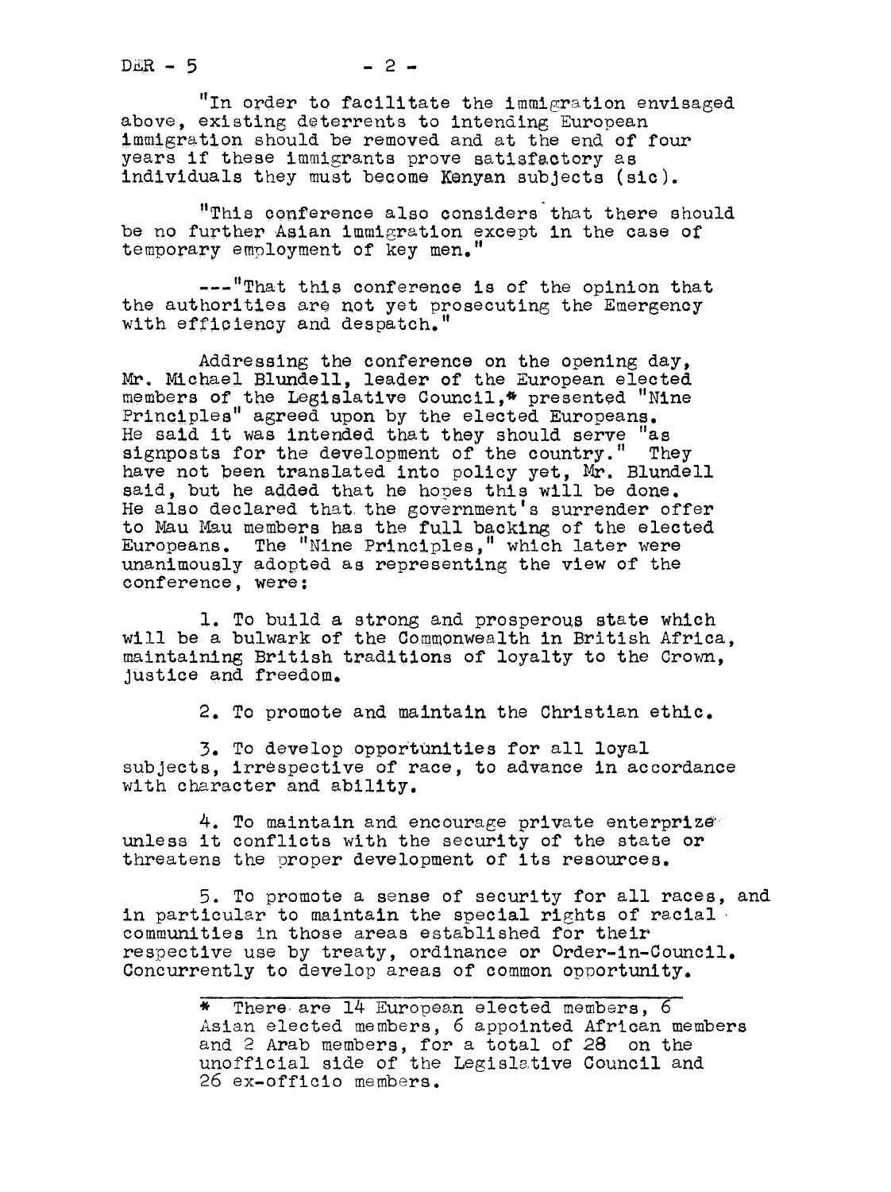"In order to facilitate the immigration envisaged above, existing deterrents to intending European immigration should be removed and at the end of four years if these immigrants prove satisfactory as individuals they must become Kenyan subjects (sic).

"This conference also considers that there should be no further Asian immigration except in the case of temporary employment of key men."

---"That this conference is of the opinion that the authorities are not yet prosecuting the Emergency with efficiency and despatch."

Addressing the conference on the opening day, Mr. Michael Blundell, leader of the European elected members of the Legislative Council,* presented "Nine Principles" agreed upon by the elected Europeans. He said it was intended that they should serve "as signposts for the development of the country." They have not been translated into policy yet, Mr. Blundell said, but he added that he hopes this will be done. He also declared that the government's surrender offer to Mau Mau members has the full backing of the elected Europeans. The "Nine Principles," which later were unanimously adopted as representing the view of the conference, were:

1. To build a strong and prosperous state which will be a bulwark of the Commonwealth in British Africa, maintaining British traditions of loyalty to the Crown, justice and freedom.

2. To promote and maintain the Christian ethic.

3. To develop opportunities for all loyal subjects, irrespective of race, to advance in accordance with character and ability.

4. To maintain and encourage private enterprize unless it conflicts with the security of the state or threatens the proper development of its resources.

5. To promote a sense of security for all races, and in particular to maintain the special rights of racial communities in those areas established for their respective use by treaty, ordinance or Order-in-Council. Concurrently to develop areas of common opportunity.

---

* There are 14 European elected members, 6 Asian elected members, 6 appointed African members and 2 Arab members, for a total of 28 on the unofficial side of the Legislative Council and 26 ex-officio members.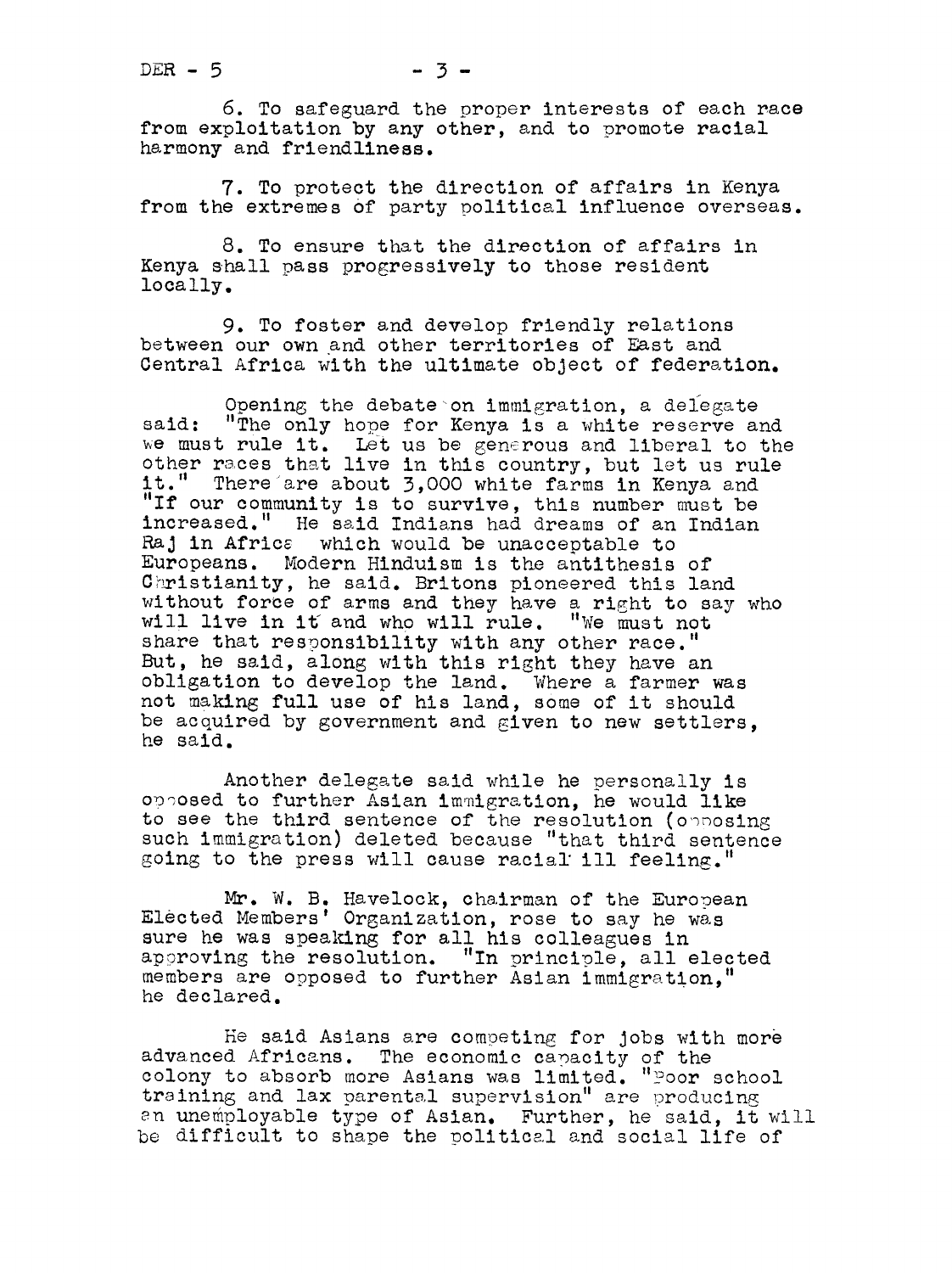6. To safeguard the proper interests of each race from exploitation by any other, and to promote racial harmony and friendliness.

7. To protect the direction of affairs in Kenya from the extremes of party political influence overseas.

8. To ensure that the direction of affairs in Kenya shall pass progressively to those resident locally.

9. To foster and develop friendly relations between our own and other territories of East and Central Africa with the ultimate object of federation.

Opening the debate on immigration, a delegate said: "The only hope for Kenya is a white reserve and we must rule it. Let us be generous and liberal to the other races that live in this country, but let us rule it." There are about 3,000 white farms in Kenya and "If our community is to survive, this number must be increased." He said Indians had dreams of an Indian Raj in Africa which would be unacceptable to Europeans. Modern Hinduism is the antithesis of Christianity, he said. Britons pioneered this land without force of arms and they have a right to say who will live in it and who will rule. "We must not share that responsibility with any other race." But, he said, along with this right they have an obligation to develop the land. Where a farmer was not making full use of his land, some of it should be acquired by government and given to new settlers, he said.

Another delegate said while he personally is opposed to further Asian immigration, he would like to see the third sentence of the resolution (opposing such immigration) deleted because "that third sentence going to the press will cause racial ill feeling."

Mr. W. B. Havelock, chairman of the European Elected Members' Organization, rose to say he was sure he was speaking for all his colleagues in approving the resolution. "In principle, all elected members are opposed to further Asian immigration," he declared.

He said Asians are competing for jobs with more advanced Africans. The economic capacity of the colony to absorb more Asians was limited. "Poor school training and lax parental supervision" are producing an unemployable type of Asian. Further, he said, it will be difficult to shape the political and social life of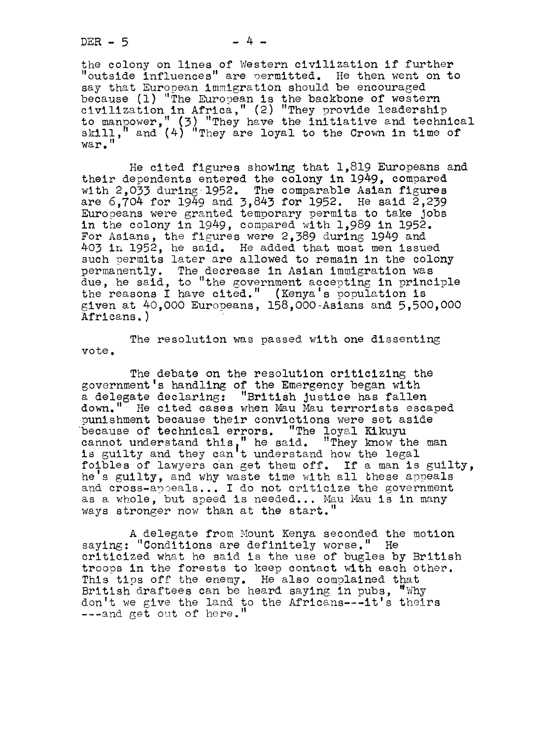the colony on lines of Western civilization if further "outside influences" are permitted. He then went on to say that European immigration should be encouraged because (1) "The European is the backbone of western civilization in Africa," (2) "They provide leadership to manpower," (3) "They have the initiative and technical skill," and (4) "They are loyal to the Crown in time of war."

He cited figures showing that 1,819 Europeans and their dependents entered the colony in 1949, compared with 2,033 during 1952. The comparable Asian figures are 6,704 for 1949 and 3,843 for 1952. He said 2,239 Europeans were granted temporary permits to take jobs in the colony in 1949, compared with 1,989 in 1952. For Asians, the figures were 2,389 during 1949 and 403 in 1952, he said. He added that most men issued such permits later are allowed to remain in the colony permanently. The decrease in Asian immigration was due, he said, to "the government accepting in principle the reasons I have cited." (Kenya's population is given at 40,000 Europeans, 158,000 Asians and 5,500,000 Africans.)

The resolution was passed with one dissenting vote.

The debate on the resolution criticizing the government's handling of the Emergency began with a delegate declaring: "British justice has fallen down." He cited cases when Mau Mau terrorists escaped punishment because their convictions were set aside because of technical errors. "The loyal Kikuyu cannot understand this," he said. "They know the man is guilty and they can't understand how the legal foibles of lawyers can get them off. If a man is guilty, he's guilty, and why waste time with all these appeals and cross-appeals... I do not criticize the government as a whole, but speed is needed... Mau Mau is in many ways stronger now than at the start."

A delegate from Mount Kenya seconded the motion saying: "Conditions are definitely worse." He criticized what he said is the use of bugles by British troops in the forests to keep contact with each other. This tips off the enemy. He also complained that British draftees can be heard saying in pubs, "Why don't we give the land to the Africans---it's theirs ---and get out of here."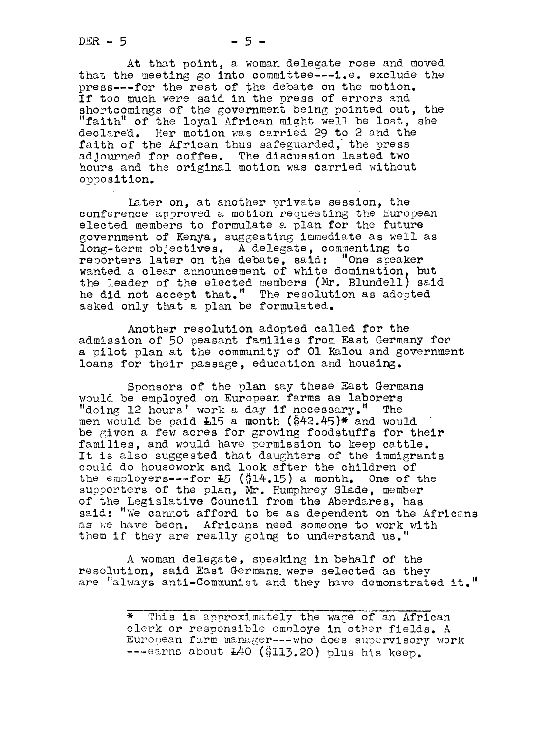At that point, a woman delegate rose and moved that the meeting go into committee---i.e. exclude the press---for the rest of the debate on the motion. If too much were said in the press of errors and shortcomings of the government being pointed out, the "faith" of the loyal African might well be lost, she declared. Her motion was carried 29 to 2 and the faith of the African thus safeguarded, the press adjourned for coffee. The discussion lasted two hours and the original motion was carried without opposition.

Later on, at another private session, the conference approved a motion requesting the European elected members to formulate a plan for the future government of Kenya, suggesting immediate as well as long-term objectives. A delegate, commenting to reporters later on the debate, said: "One speaker wanted a clear announcement of white domination, but the leader of the elected members (Mr. Blundell) said he did not accept that." The resolution as adopted asked only that a plan be formulated.

Another resolution adopted called for the admission of 50 peasant families from East Germany for a pilot plan at the community of Ol Kalou and government loans for their passage, education and housing.

Sponsors of the plan say these East Germans would be employed on European farms as laborers "doing 12 hours' work a day if necessary." The men would be paid £15 a month ($42.45)* and would be given a few acres for growing foodstuffs for their families, and would have permission to keep cattle. It is also suggested that daughters of the immigrants could do housework and look after the children of the employers---for £5 ($14.15) a month. One of the supporters of the plan, Mr. Humphrey Slade, member of the Legislative Council from the Aberdares, has said: "We cannot afford to be as dependent on the Africans as we have been. Africans need someone to work with them if they are really going to understand us."

A woman delegate, speaking in behalf of the resolution, said East Germans were selected as they are "always anti-Communist and they have demonstrated it."

---

* This is approximately the wage of an African clerk or responsible employe in other fields. A European farm manager---who does supervisory work ---earns about £40 ($113.20) plus his keep.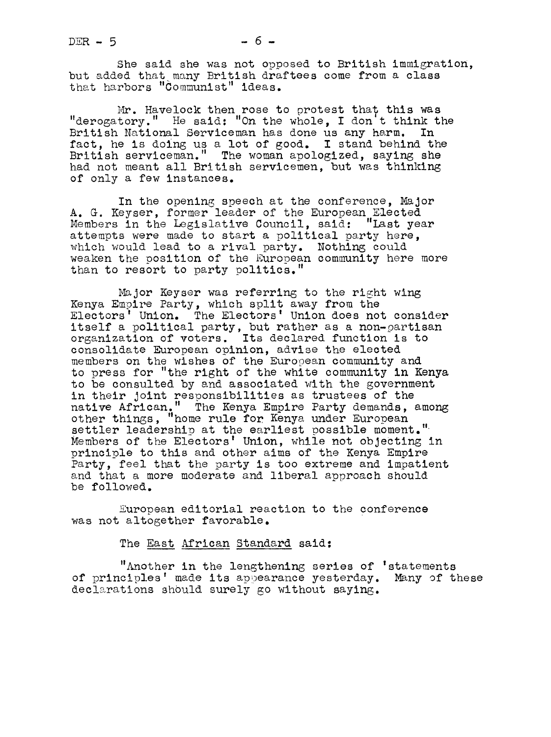She said she was not opposed to British immigration, but added that many British draftees come from a class that harbors "Communist" ideas.

Mr. Havelock then rose to protest that this was "derogatory." He said: "On the whole, I don't think the British National Serviceman has done us any harm. In fact, he is doing us a lot of good. I stand behind the British serviceman." The woman apologized, saying she had not meant all British servicemen, but was thinking of only a few instances.

In the opening speech at the conference, Major A. G. Keyser, former leader of the European Elected Members in the Legislative Council, said: "Last year attempts were made to start a political party here, which would lead to a rival party. Nothing could weaken the position of the European community here more than to resort to party politics."

Major Keyser was referring to the right wing Kenya Empire Party, which split away from the Electors' Union. The Electors' Union does not consider itself a political party, but rather as a non-partisan organization of voters. Its declared function is to consolidate European opinion, advise the elected members on the wishes of the European community and to press for "the right of the white community in Kenya to be consulted by and associated with the government in their joint responsibilities as trustees of the native African." The Kenya Empire Party demands, among other things, "home rule for Kenya under European settler leadership at the earliest possible moment." Members of the Electors' Union, while not objecting in principle to this and other aims of the Kenya Empire Party, feel that the party is too extreme and impatient and that a more moderate and liberal approach should be followed.

European editorial reaction to the conference was not altogether favorable.

The East African Standard said:

"Another in the lengthening series of 'statements of principles' made its appearance yesterday. Many of these declarations should surely go without saying.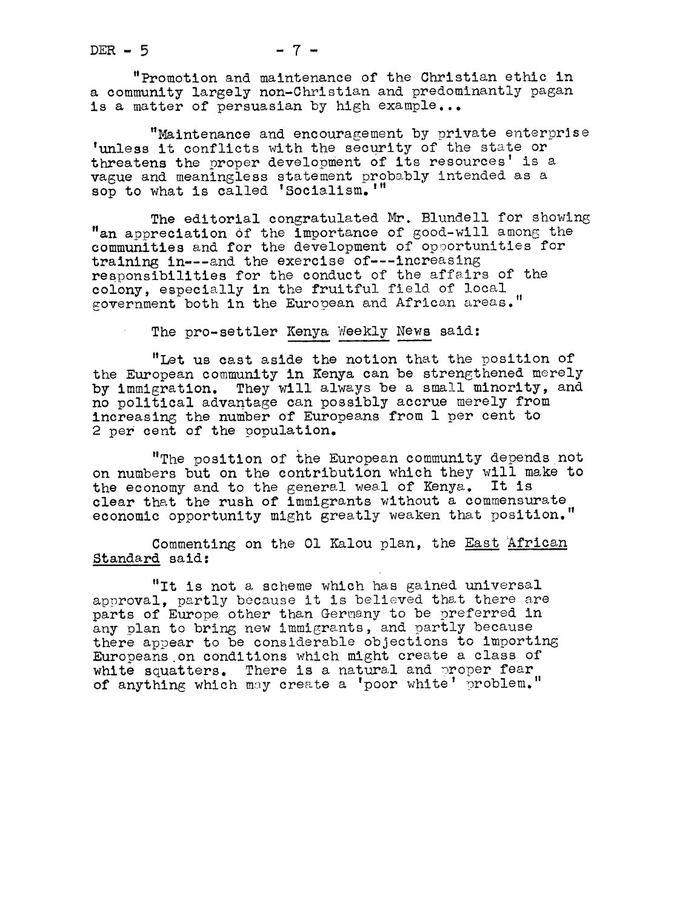"Promotion and maintenance of the Christian ethic in a community largely non-Christian and predominantly pagan is a matter of persuasian by high example...

"Maintenance and encouragement by private enterprise 'unless it conflicts with the security of the state or threatens the proper development of its resources' is a vague and meaningless statement probably intended as a sop to what is called 'Socialism.'"

The editorial congratulated Mr. Blundell for showing "an appreciation of the importance of good-will among the communities and for the development of opportunities for training in---and the exercise of---increasing responsibilities for the conduct of the affairs of the colony, especially in the fruitful field of local government both in the European and African areas."

The pro-settler Kenya Weekly News said:

"Let us cast aside the notion that the position of the European community in Kenya can be strengthened merely by immigration. They will always be a small minority, and no political advantage can possibly accrue merely from increasing the number of Europeans from 1 per cent to 2 per cent of the population.

"The position of the European community depends not on numbers but on the contribution which they will make to the economy and to the general weal of Kenya. It is clear that the rush of immigrants without a commensurate economic opportunity might greatly weaken that position."

Commenting on the Ol Kalou plan, the East African Standard said:

"It is not a scheme which has gained universal approval, partly because it is believed that there are parts of Europe other than Germany to be preferred in any plan to bring new immigrants, and partly because there appear to be considerable objections to importing Europeans on conditions which might create a class of white squatters. There is a natural and proper fear of anything which may create a 'poor white' problem."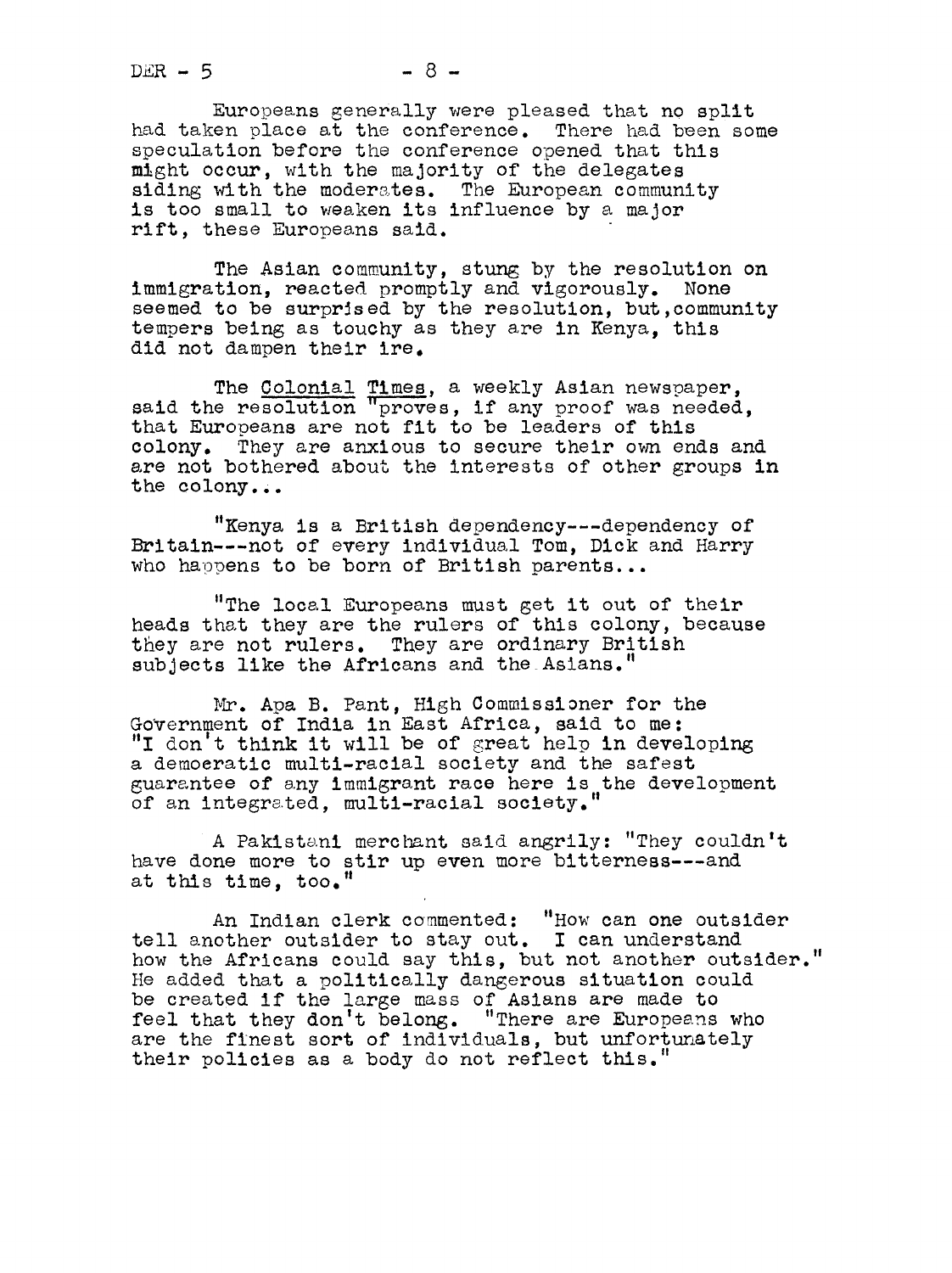Europeans generally were pleased that no split had taken place at the conference. There had been some speculation before the conference opened that this might occur, with the majority of the delegates siding with the moderates. The European community is too small to weaken its influence by a major rift, these Europeans said.

The Asian community, stung by the resolution on immigration, reacted promptly and vigorously. None seemed to be surprised by the resolution, but, community tempers being as touchy as they are in Kenya, this did not dampen their ire.

The _Colonial Times_, a weekly Asian newspaper, said the resolution "proves, if any proof was needed, that Europeans are not fit to be leaders of this colony. They are anxious to secure their own ends and are not bothered about the interests of other groups in the colony...

"Kenya is a British dependency---dependency of Britain---not of every individual Tom, Dick and Harry who happens to be born of British parents...

"The local Europeans must get it out of their heads that they are the rulers of this colony, because they are not rulers. They are ordinary British subjects like the Africans and the Asians."

Mr. Apa B. Pant, High Commissioner for the Government of India in East Africa, said to me: "I don't think it will be of great help in developing a democratic multi-racial society and the safest guarantee of any immigrant race here is the development of an integrated, multi-racial society."

A Pakistani merchant said angrily: "They couldn't have done more to stir up even more bitterness---and at this time, too."

An Indian clerk commented: "How can one outsider tell another outsider to stay out. I can understand how the Africans could say this, but not another outsider." He added that a politically dangerous situation could be created if the large mass of Asians are made to feel that they don't belong. "There are Europeans who are the finest sort of individuals, but unfortunately their policies as a body do not reflect this."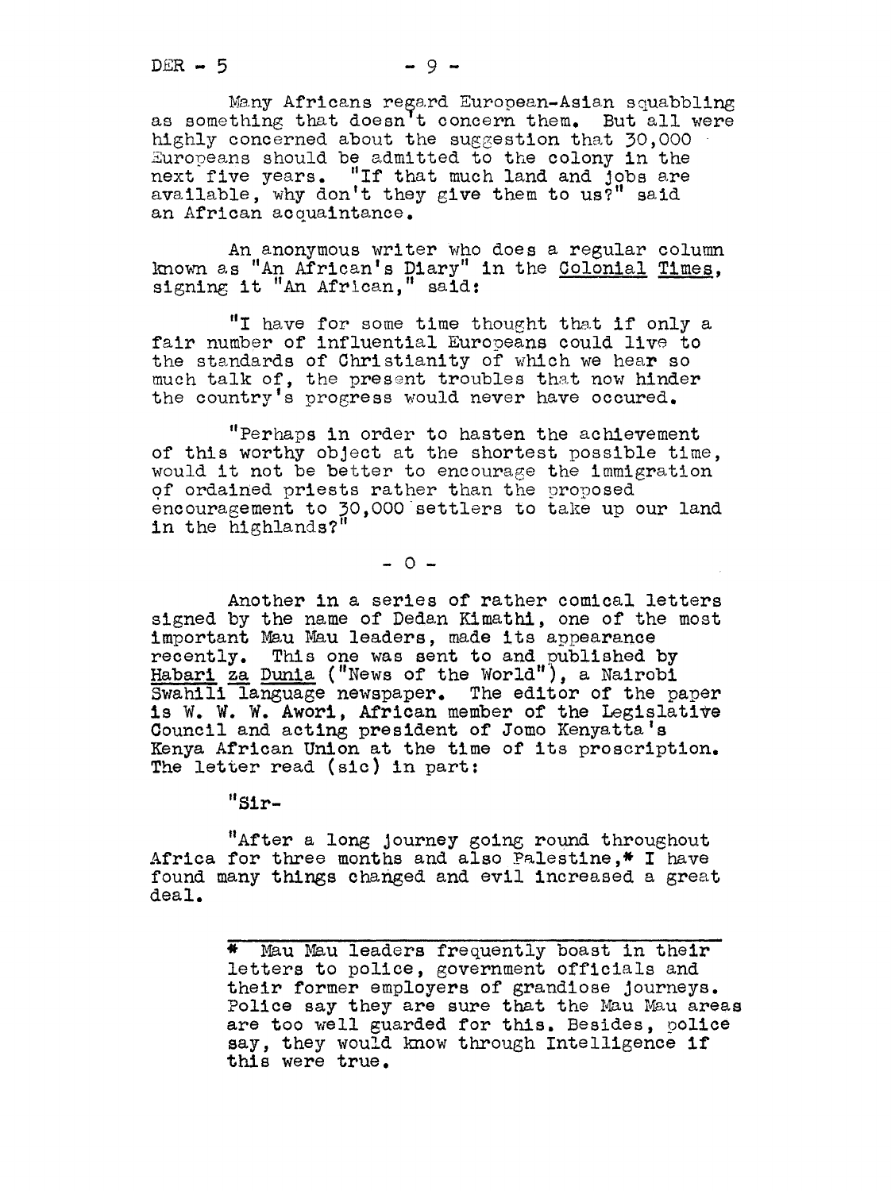Many Africans regard European-Asian squabbling as something that doesn't concern them. But all were highly concerned about the suggestion that 30,000 Europeans should be admitted to the colony in the next five years. "If that much land and jobs are available, why don't they give them to us?" said an African acquaintance.

An anonymous writer who does a regular column known as "An African's Diary" in the <u>Colonial Times</u>, signing it "An African," said:

"I have for some time thought that if only a fair number of influential Europeans could live to the standards of Christianity of which we hear so much talk of, the present troubles that now hinder the country's progress would never have occured.

"Perhaps in order to hasten the achievement of this worthy object at the shortest possible time, would it not be better to encourage the immigration of ordained priests rather than the proposed encouragement to 30,000 settlers to take up our land in the highlands?"

\- 0 -

Another in a series of rather comical letters signed by the name of Dedan Kimathi, one of the most important Mau Mau leaders, made its appearance recently. This one was sent to and published by <u>Habari za Dunia</u> ("News of the World"), a Nairobi Swahili language newspaper. The editor of the paper is W. W. W. Awori, African member of the Legislative Council and acting president of Jomo Kenyatta's Kenya African Union at the time of its proscription. The letter read (sic) in part:

"Sir-

"After a long journey going round throughout Africa for three months and also Palestine,* I have found many things changed and evil increased a great deal.

---

\* Mau Mau leaders frequently boast in their letters to police, government officials and their former employers of grandiose journeys. Police say they are sure that the Mau Mau areas are too well guarded for this. Besides, police say, they would know through Intelligence if this were true.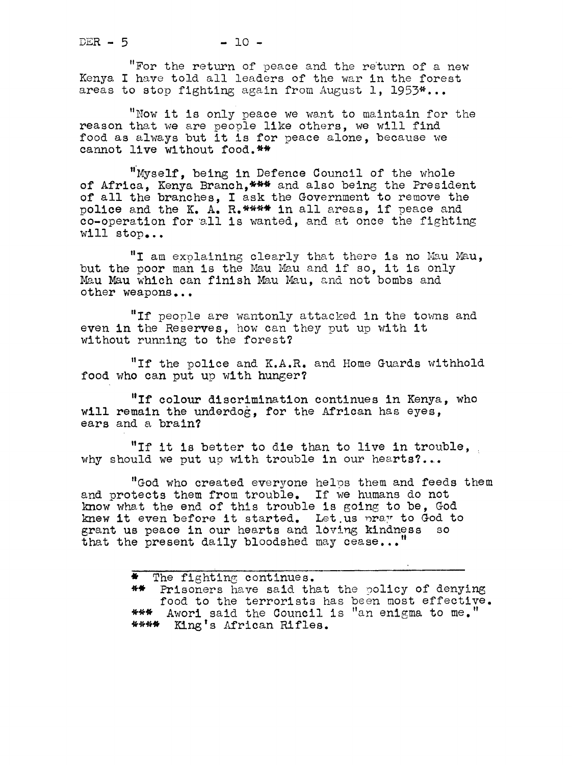"For the return of peace and the return of a new Kenya I have told all leaders of the war in the forest areas to stop fighting again from August 1, 1953*...

"Now it is only peace we want to maintain for the reason that we are people like others, we will find food as always but it is for peace alone, because we cannot live without food.**

"Myself, being in Defence Council of the whole of Africa, Kenya Branch,*** and also being the President of all the branches, I ask the Government to remove the police and the K. A. R.**** in all areas, if peace and co-operation for all is wanted, and at once the fighting will stop...

"I am explaining clearly that there is no Mau Mau, but the poor man is the Mau Mau and if so, it is only Mau Mau which can finish Mau Mau, and not bombs and other weapons...

"If people are wantonly attacked in the towns and even in the Reserves, how can they put up with it without running to the forest?

"If the police and K.A.R. and Home Guards withhold food who can put up with hunger?

"If colour discrimination continues in Kenya, who will remain the underdog, for the African has eyes, ears and a brain?

"If it is better to die than to live in trouble, why should we put up with trouble in our hearts?...

"God who created everyone helps them and feeds them and protects them from trouble. If we humans do not know what the end of this trouble is going to be, God knew it even before it started. Let us pray to God to grant us peace in our hearts and loving kindness so that the present daily bloodshed may cease..."

---

\* The fighting continues.

\*\* Prisoners have said that the policy of denying food to the terrorists has been most effective.

\*\*\* Awori said the Council is "an enigma to me."

\*\*\*\* King's African Rifles.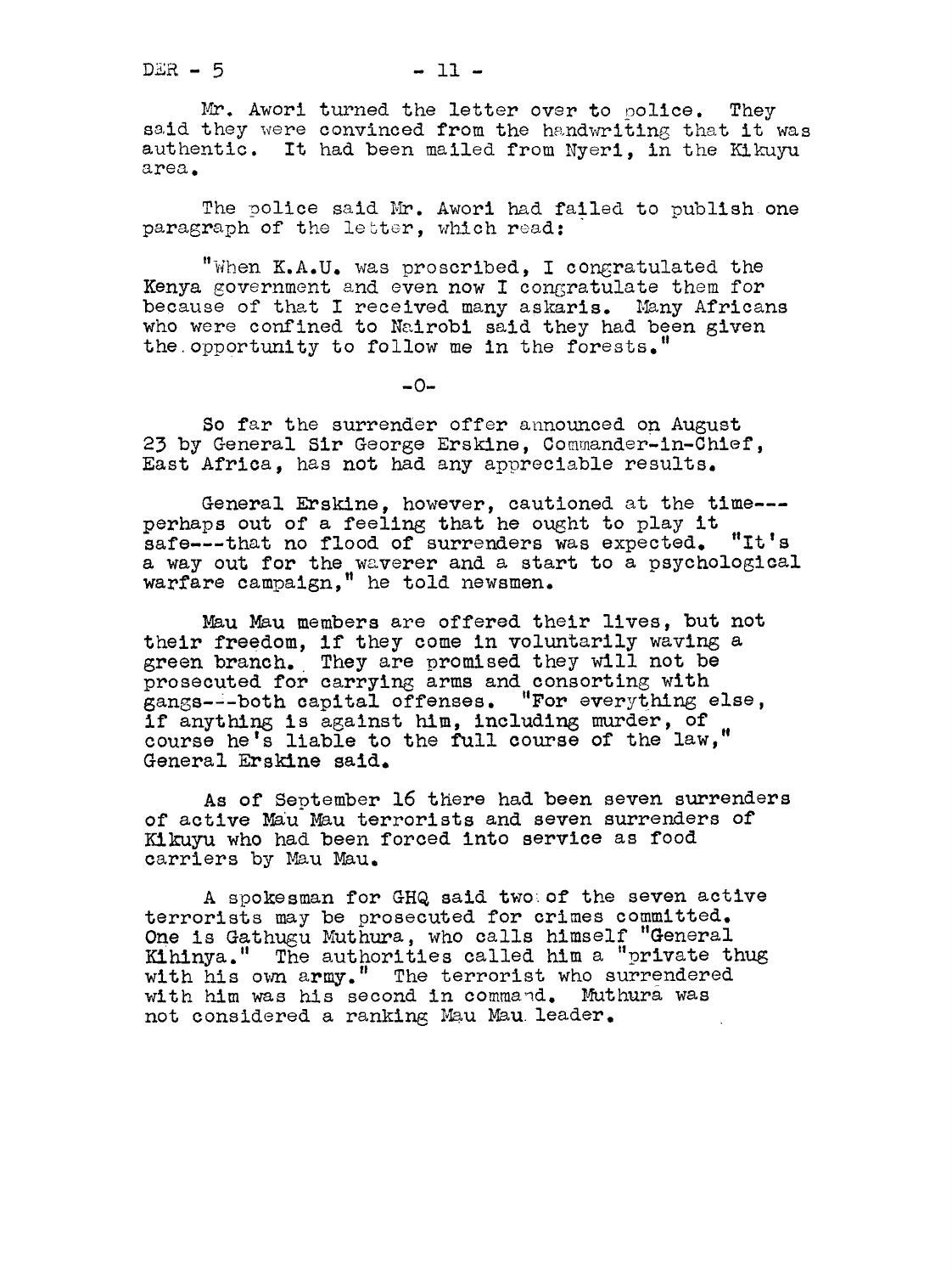Mr. Awori turned the letter over to police. They said they were convinced from the handwriting that it was authentic. It had been mailed from Nyeri, in the Kikuyu area.

The police said Mr. Awori had failed to publish one paragraph of the letter, which read:

"When K.A.U. was proscribed, I congratulated the Kenya government and even now I congratulate them for because of that I received many askaris. Many Africans who were confined to Nairobi said they had been given the opportunity to follow me in the forests."

-0-

So far the surrender offer announced on August 23 by General Sir George Erskine, Commander-in-Chief, East Africa, has not had any appreciable results.

General Erskine, however, cautioned at the time---perhaps out of a feeling that he ought to play it safe---that no flood of surrenders was expected. "It's a way out for the waverer and a start to a psychological warfare campaign," he told newsmen.

Mau Mau members are offered their lives, but not their freedom, if they come in voluntarily waving a green branch. They are promised they will not be prosecuted for carrying arms and consorting with gangs---both capital offenses. "For everything else, if anything is against him, including murder, of course he's liable to the full course of the law," General Erskine said.

As of September 16 there had been seven surrenders of active Mau Mau terrorists and seven surrenders of Kikuyu who had been forced into service as food carriers by Mau Mau.

A spokesman for GHQ said two of the seven active terrorists may be prosecuted for crimes committed. One is Gathugu Muthura, who calls himself "General Kihinya." The authorities called him a "private thug with his own army." The terrorist who surrendered with him was his second in command. Muthura was not considered a ranking Mau Mau leader.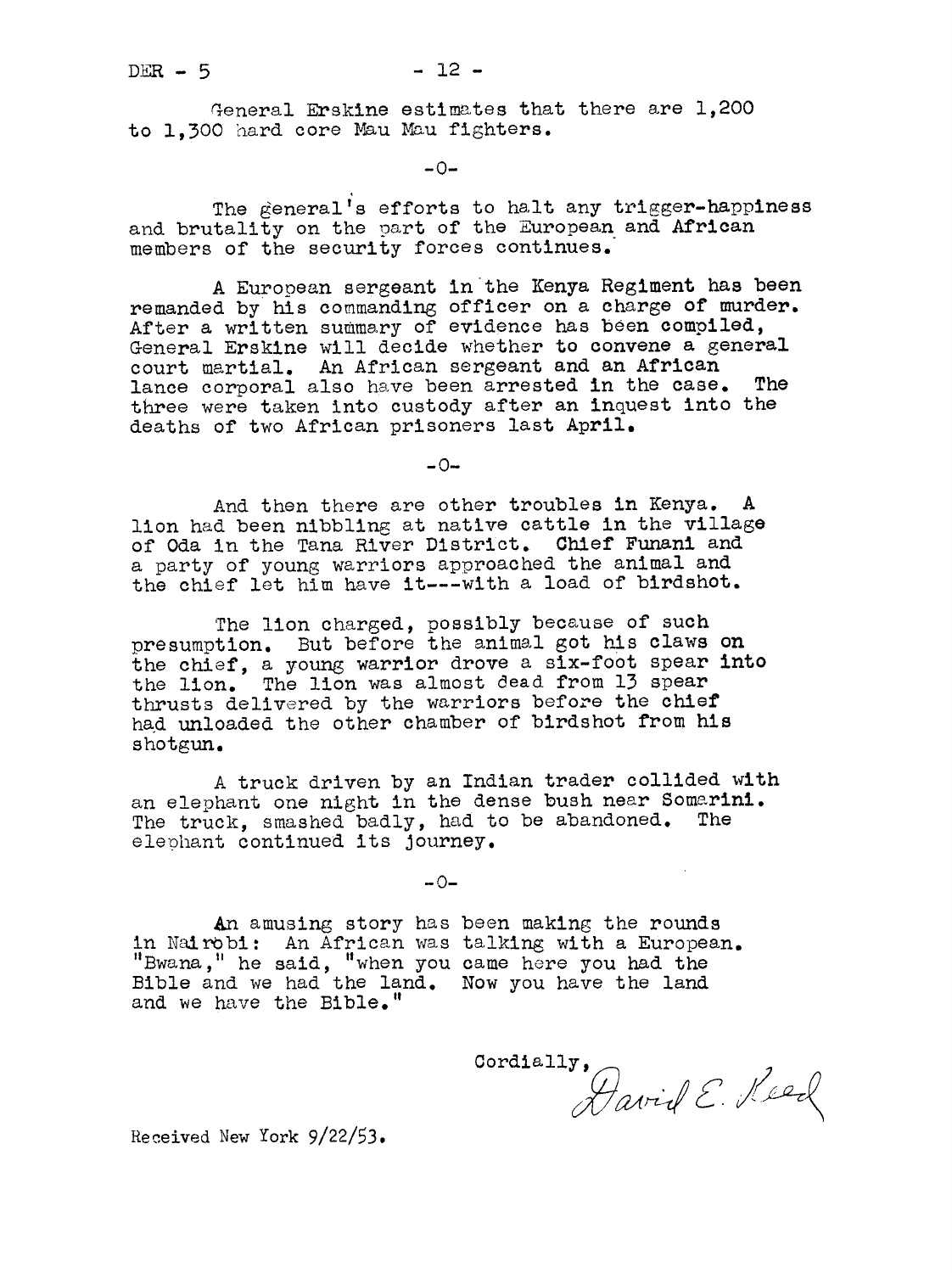General Erskine estimates that there are 1,200 to 1,300 hard core Mau Mau fighters.

-0-

The general's efforts to halt any trigger-happiness and brutality on the part of the European and African members of the security forces continues.

A European sergeant in the Kenya Regiment has been remanded by his commanding officer on a charge of murder. After a written summary of evidence has been compiled, General Erskine will decide whether to convene a general court martial. An African sergeant and an African lance corporal also have been arrested in the case. The three were taken into custody after an inquest into the deaths of two African prisoners last April.

-0-

And then there are other troubles in Kenya. A lion had been nibbling at native cattle in the village of Oda in the Tana River District. Chief Funani and a party of young warriors approached the animal and the chief let him have it---with a load of birdshot.

The lion charged, possibly because of such presumption. But before the animal got his claws on the chief, a young warrior drove a six-foot spear into the lion. The lion was almost dead from 13 spear thrusts delivered by the warriors before the chief had unloaded the other chamber of birdshot from his shotgun.

A truck driven by an Indian trader collided with an elephant one night in the dense bush near Somarini. The truck, smashed badly, had to be abandoned. The elephant continued its journey.

-0-

An amusing story has been making the rounds in Nairobi: An African was talking with a European. "Bwana," he said, "when you came here you had the Bible and we had the land. Now you have the land and we have the Bible."

Cordially,

David E. Reed

Received New York 9/22/53.